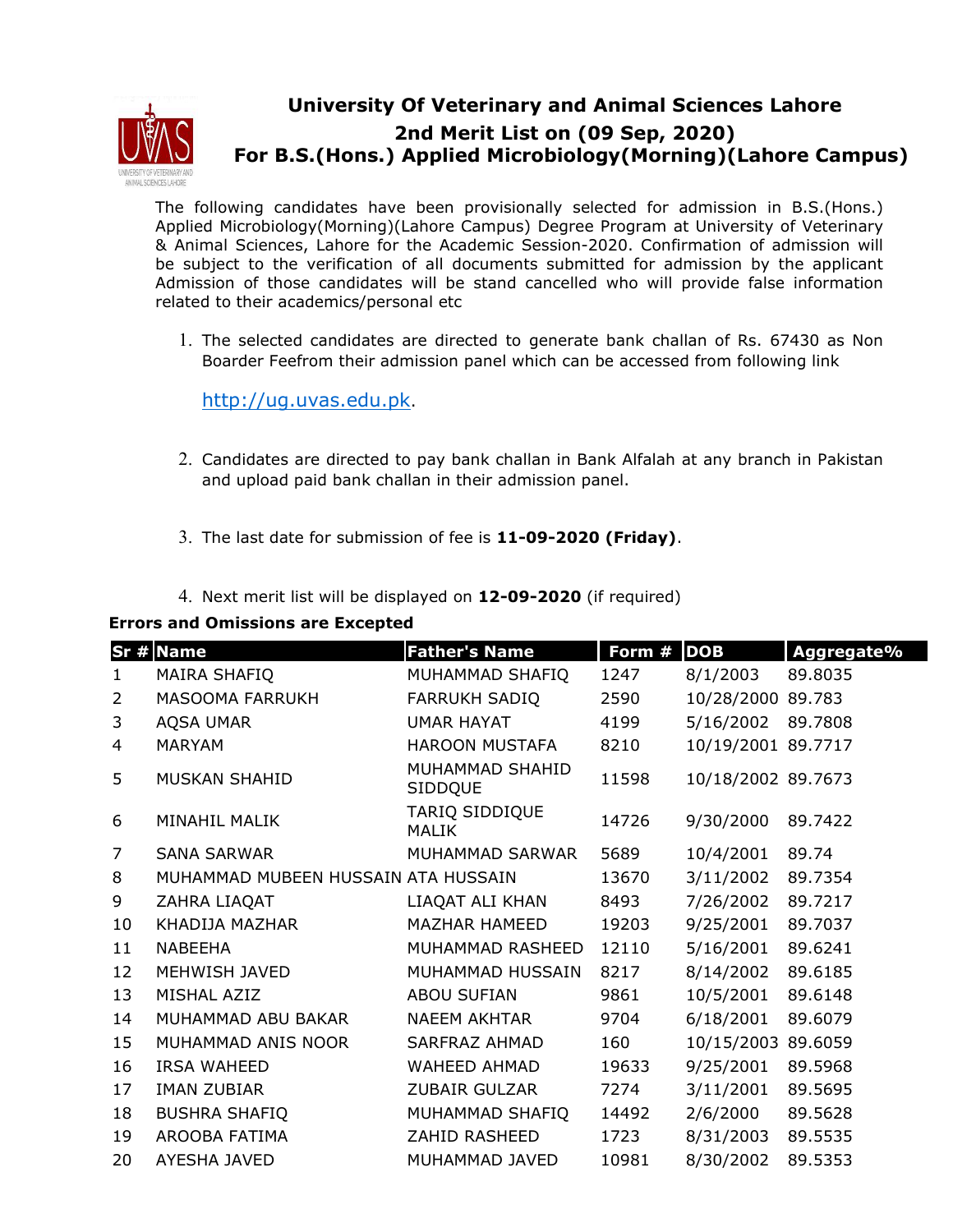# University Of Veterinary and Animal Sciences Lahore
## 2nd Merit List on (09 Sep, 2020)
## For B.S.(Hons.) Applied Microbiology(Morning)(Lahore Campus)

The following candidates have been provisionally selected for admission in B.S.(Hons.) Applied Microbiology(Morning)(Lahore Campus) Degree Program at University of Veterinary & Animal Sciences, Lahore for the Academic Session-2020. Confirmation of admission will be subject to the verification of all documents submitted for admission by the applicant Admission of those candidates will be stand cancelled who will provide false information related to their academics/personal etc

1. The selected candidates are directed to generate bank challan of Rs. 67430 as Non Boarder Feefrom their admission panel which can be accessed from following link

   http://ug.uvas.edu.pk.

2. Candidates are directed to pay bank challan in Bank Alfalah at any branch in Pakistan and upload paid bank challan in their admission panel.

3. The last date for submission of fee is **11-09-2020 (Friday)**.

4. Next merit list will be displayed on **12-09-2020** (if required)

**Errors and Omissions are Excepted**

| Sr # | Name | Father's Name | Form # | DOB | Aggregate% |
|---|---|---|---|---|---|
| 1 | MAIRA SHAFIQ | MUHAMMAD SHAFIQ | 1247 | 8/1/2003 | 89.8035 |
| 2 | MASOOMA FARRUKH | FARRUKH SADIQ | 2590 | 10/28/2000 | 89.783 |
| 3 | AQSA UMAR | UMAR HAYAT | 4199 | 5/16/2002 | 89.7808 |
| 4 | MARYAM | HAROON MUSTAFA | 8210 | 10/19/2001 | 89.7717 |
| 5 | MUSKAN SHAHID | MUHAMMAD SHAHID SIDDQUE | 11598 | 10/18/2002 | 89.7673 |
| 6 | MINAHIL MALIK | TARIQ SIDDIQUE MALIK | 14726 | 9/30/2000 | 89.7422 |
| 7 | SANA SARWAR | MUHAMMAD SARWAR | 5689 | 10/4/2001 | 89.74 |
| 8 | MUHAMMAD MUBEEN HUSSAIN | ATA HUSSAIN | 13670 | 3/11/2002 | 89.7354 |
| 9 | ZAHRA LIAQAT | LIAQAT ALI KHAN | 8493 | 7/26/2002 | 89.7217 |
| 10 | KHADIJA MAZHAR | MAZHAR HAMEED | 19203 | 9/25/2001 | 89.7037 |
| 11 | NABEEHA | MUHAMMAD RASHEED | 12110 | 5/16/2001 | 89.6241 |
| 12 | MEHWISH JAVED | MUHAMMAD HUSSAIN | 8217 | 8/14/2002 | 89.6185 |
| 13 | MISHAL AZIZ | ABOU SUFIAN | 9861 | 10/5/2001 | 89.6148 |
| 14 | MUHAMMAD ABU BAKAR | NAEEM AKHTAR | 9704 | 6/18/2001 | 89.6079 |
| 15 | MUHAMMAD ANIS NOOR | SARFRAZ AHMAD | 160 | 10/15/2003 | 89.6059 |
| 16 | IRSA WAHEED | WAHEED AHMAD | 19633 | 9/25/2001 | 89.5968 |
| 17 | IMAN ZUBIAR | ZUBAIR GULZAR | 7274 | 3/11/2001 | 89.5695 |
| 18 | BUSHRA SHAFIQ | MUHAMMAD SHAFIQ | 14492 | 2/6/2000 | 89.5628 |
| 19 | AROOBA FATIMA | ZAHID RASHEED | 1723 | 8/31/2003 | 89.5535 |
| 20 | AYESHA JAVED | MUHAMMAD JAVED | 10981 | 8/30/2002 | 89.5353 |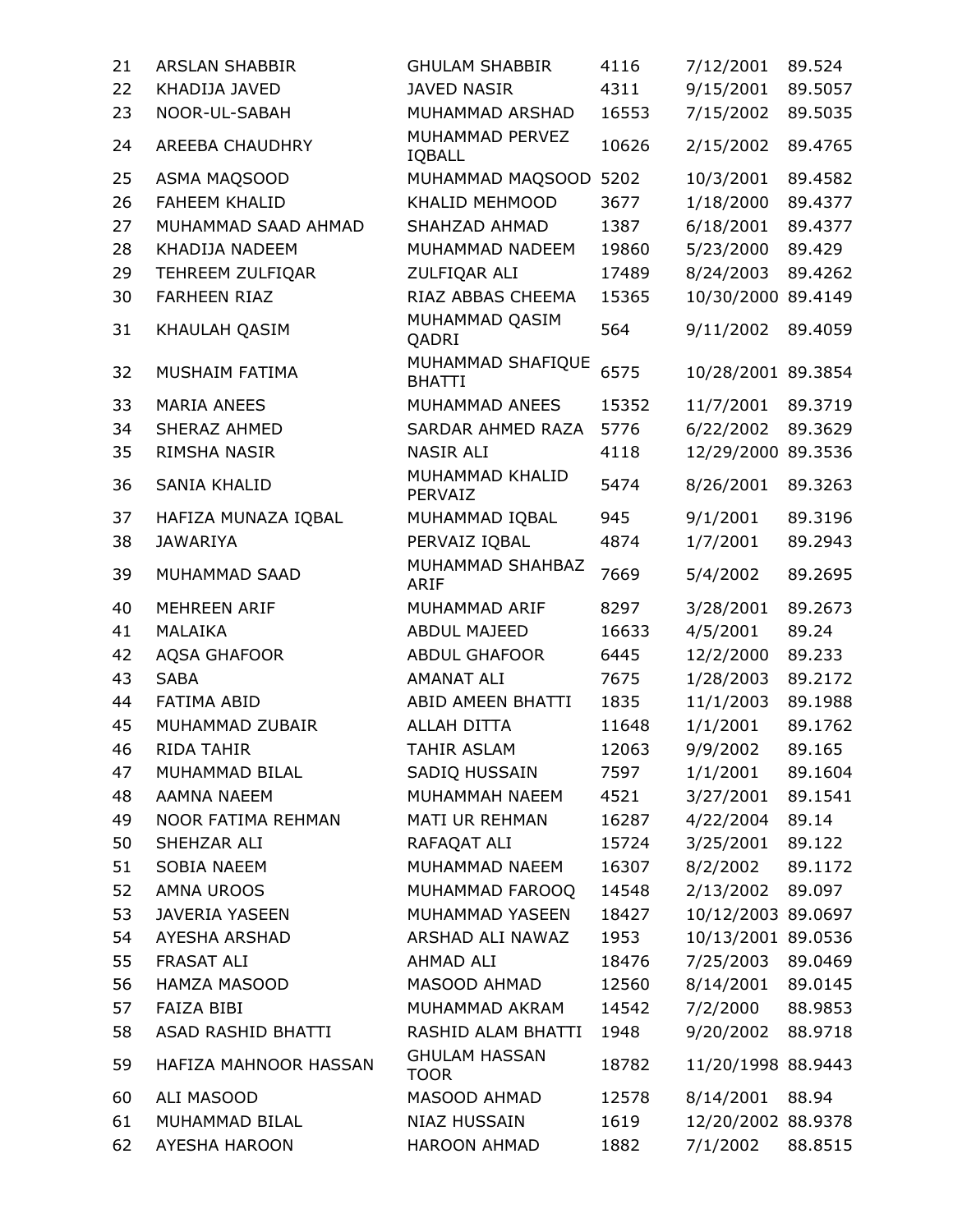| 21 | ARSLAN SHABBIR | GHULAM SHABBIR | 4116 | 7/12/2001 | 89.524 |
|---|---|---|---|---|---|
| 22 | KHADIJA JAVED | JAVED NASIR | 4311 | 9/15/2001 | 89.5057 |
| 23 | NOOR-UL-SABAH | MUHAMMAD ARSHAD | 16553 | 7/15/2002 | 89.5035 |
| 24 | AREEBA CHAUDHRY | MUHAMMAD PERVEZ IQBALL | 10626 | 2/15/2002 | 89.4765 |
| 25 | ASMA MAQSOOD | MUHAMMAD MAQSOOD | 5202 | 10/3/2001 | 89.4582 |
| 26 | FAHEEM KHALID | KHALID MEHMOOD | 3677 | 1/18/2000 | 89.4377 |
| 27 | MUHAMMAD SAAD AHMAD | SHAHZAD AHMAD | 1387 | 6/18/2001 | 89.4377 |
| 28 | KHADIJA NADEEM | MUHAMMAD NADEEM | 19860 | 5/23/2000 | 89.429 |
| 29 | TEHREEM ZULFIQAR | ZULFIQAR ALI | 17489 | 8/24/2003 | 89.4262 |
| 30 | FARHEEN RIAZ | RIAZ ABBAS CHEEMA | 15365 | 10/30/2000 | 89.4149 |
| 31 | KHAULAH QASIM | MUHAMMAD QASIM QADRI | 564 | 9/11/2002 | 89.4059 |
| 32 | MUSHAIM FATIMA | MUHAMMAD SHAFIQUE BHATTI | 6575 | 10/28/2001 | 89.3854 |
| 33 | MARIA ANEES | MUHAMMAD ANEES | 15352 | 11/7/2001 | 89.3719 |
| 34 | SHERAZ AHMED | SARDAR AHMED RAZA | 5776 | 6/22/2002 | 89.3629 |
| 35 | RIMSHA NASIR | NASIR ALI | 4118 | 12/29/2000 | 89.3536 |
| 36 | SANIA KHALID | MUHAMMAD KHALID PERVAIZ | 5474 | 8/26/2001 | 89.3263 |
| 37 | HAFIZA MUNAZA IQBAL | MUHAMMAD IQBAL | 945 | 9/1/2001 | 89.3196 |
| 38 | JAWARIYA | PERVAIZ IQBAL | 4874 | 1/7/2001 | 89.2943 |
| 39 | MUHAMMAD SAAD | MUHAMMAD SHAHBAZ ARIF | 7669 | 5/4/2002 | 89.2695 |
| 40 | MEHREEN ARIF | MUHAMMAD ARIF | 8297 | 3/28/2001 | 89.2673 |
| 41 | MALAIKA | ABDUL MAJEED | 16633 | 4/5/2001 | 89.24 |
| 42 | AQSA GHAFOOR | ABDUL GHAFOOR | 6445 | 12/2/2000 | 89.233 |
| 43 | SABA | AMANAT ALI | 7675 | 1/28/2003 | 89.2172 |
| 44 | FATIMA ABID | ABID AMEEN BHATTI | 1835 | 11/1/2003 | 89.1988 |
| 45 | MUHAMMAD ZUBAIR | ALLAH DITTA | 11648 | 1/1/2001 | 89.1762 |
| 46 | RIDA TAHIR | TAHIR ASLAM | 12063 | 9/9/2002 | 89.165 |
| 47 | MUHAMMAD BILAL | SADIQ HUSSAIN | 7597 | 1/1/2001 | 89.1604 |
| 48 | AAMNA NAEEM | MUHAMMAH NAEEM | 4521 | 3/27/2001 | 89.1541 |
| 49 | NOOR FATIMA REHMAN | MATI UR REHMAN | 16287 | 4/22/2004 | 89.14 |
| 50 | SHEHZAR ALI | RAFAQAT ALI | 15724 | 3/25/2001 | 89.122 |
| 51 | SOBIA NAEEM | MUHAMMAD NAEEM | 16307 | 8/2/2002 | 89.1172 |
| 52 | AMNA UROOS | MUHAMMAD FAROOQ | 14548 | 2/13/2002 | 89.097 |
| 53 | JAVERIA YASEEN | MUHAMMAD YASEEN | 18427 | 10/12/2003 | 89.0697 |
| 54 | AYESHA ARSHAD | ARSHAD ALI NAWAZ | 1953 | 10/13/2001 | 89.0536 |
| 55 | FRASAT ALI | AHMAD ALI | 18476 | 7/25/2003 | 89.0469 |
| 56 | HAMZA MASOOD | MASOOD AHMAD | 12560 | 8/14/2001 | 89.0145 |
| 57 | FAIZA BIBI | MUHAMMAD AKRAM | 14542 | 7/2/2000 | 88.9853 |
| 58 | ASAD RASHID BHATTI | RASHID ALAM BHATTI | 1948 | 9/20/2002 | 88.9718 |
| 59 | HAFIZA MAHNOOR HASSAN | GHULAM HASSAN TOOR | 18782 | 11/20/1998 | 88.9443 |
| 60 | ALI MASOOD | MASOOD AHMAD | 12578 | 8/14/2001 | 88.94 |
| 61 | MUHAMMAD BILAL | NIAZ HUSSAIN | 1619 | 12/20/2002 | 88.9378 |
| 62 | AYESHA HAROON | HAROON AHMAD | 1882 | 7/1/2002 | 88.8515 |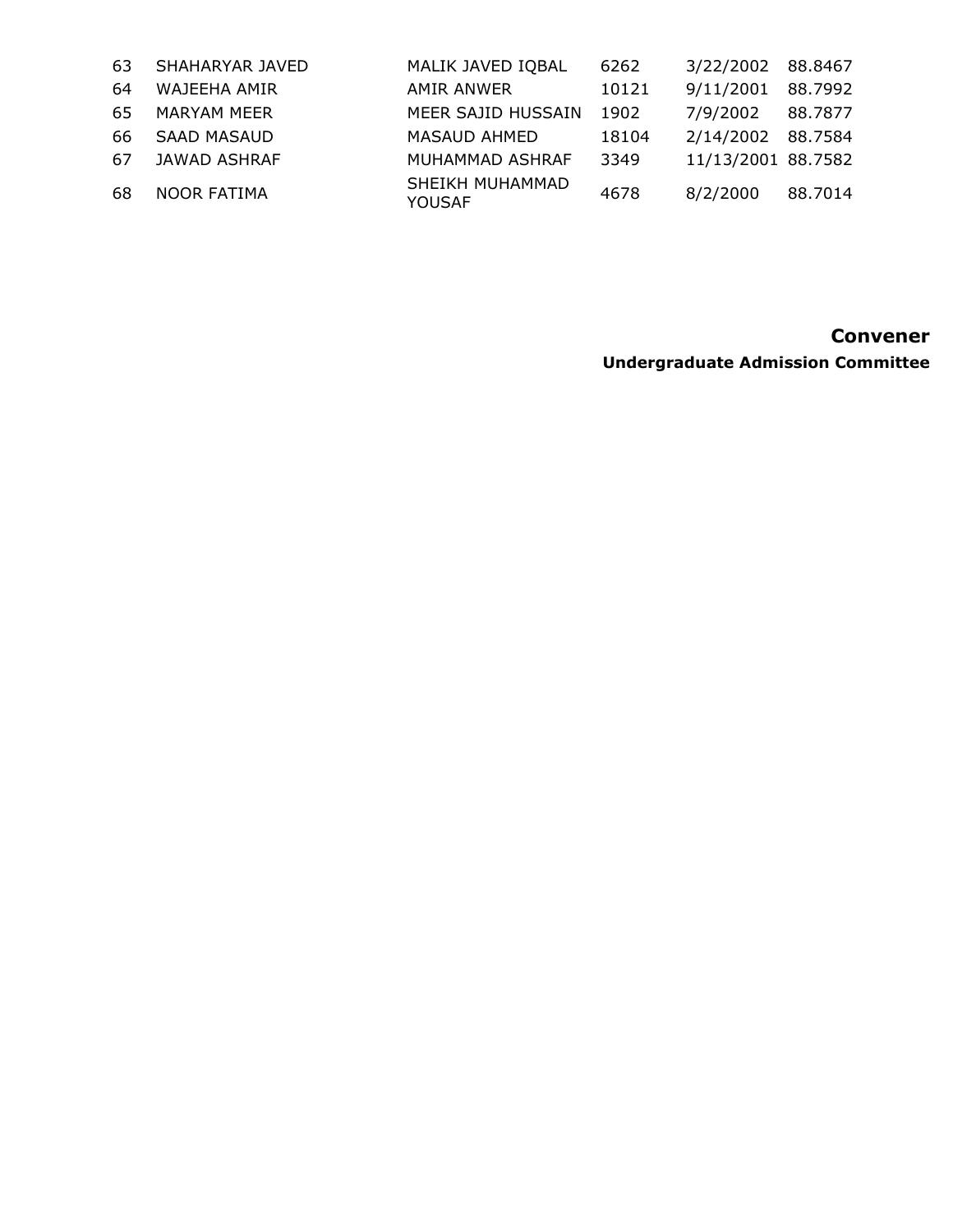| | | | | | |
|---|---|---|---|---|---|
| 63 | SHAHARYAR JAVED | MALIK JAVED IQBAL | 6262 | 3/22/2002 | 88.8467 |
| 64 | WAJEEHA AMIR | AMIR ANWER | 10121 | 9/11/2001 | 88.7992 |
| 65 | MARYAM MEER | MEER SAJID HUSSAIN | 1902 | 7/9/2002 | 88.7877 |
| 66 | SAAD MASAUD | MASAUD AHMED | 18104 | 2/14/2002 | 88.7584 |
| 67 | JAWAD ASHRAF | MUHAMMAD ASHRAF | 3349 | 11/13/2001 | 88.7582 |
| 68 | NOOR FATIMA | SHEIKH MUHAMMAD YOUSAF | 4678 | 8/2/2000 | 88.7014 |

**Convener**

**Undergraduate Admission Committee**